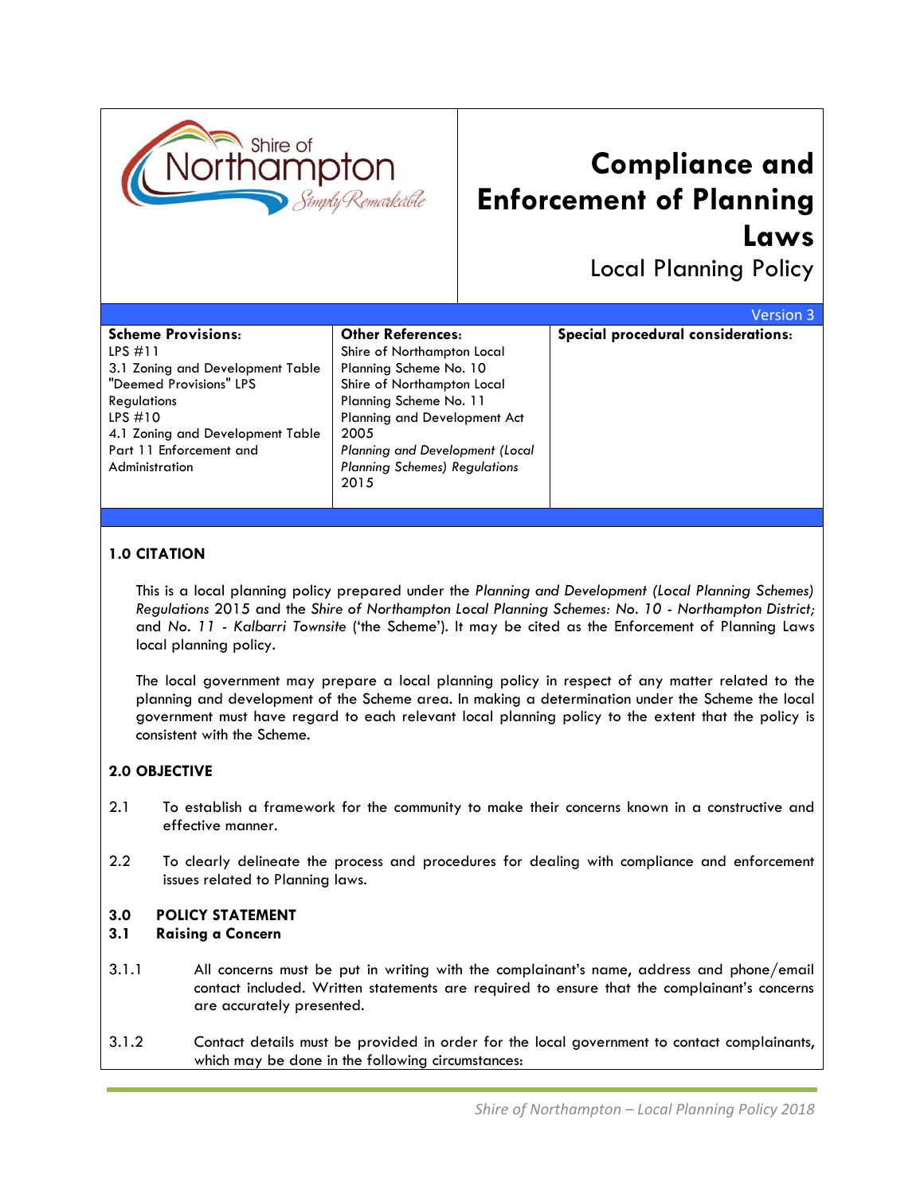Shire of Northampton — Simply Remarkable

# Compliance and Enforcement of Planning Laws

## Local Planning Policy

Version 3

| Scheme Provisions: | Other References: | Special procedural considerations: |
|---|---|---|
| LPS #11<br>3.1 Zoning and Development Table<br>"Deemed Provisions" LPS Regulations<br>LPS #10<br>4.1 Zoning and Development Table<br>Part 11 Enforcement and Administration | Shire of Northampton Local Planning Scheme No. 10<br>Shire of Northampton Local Planning Scheme No. 11<br>Planning and Development Act 2005<br>*Planning and Development (Local Planning Schemes) Regulations* 2015 | |

### 1.0 CITATION

This is a local planning policy prepared under the *Planning and Development (Local Planning Schemes) Regulations* 2015 and the *Shire of Northampton Local Planning Schemes: No. 10 - Northampton District;* and *No. 11 - Kalbarri Townsite* ('the Scheme'). It may be cited as the Enforcement of Planning Laws local planning policy.

The local government may prepare a local planning policy in respect of any matter related to the planning and development of the Scheme area. In making a determination under the Scheme the local government must have regard to each relevant local planning policy to the extent that the policy is consistent with the Scheme.

### 2.0 OBJECTIVE

2.1 To establish a framework for the community to make their concerns known in a constructive and effective manner.

2.2 To clearly delineate the process and procedures for dealing with compliance and enforcement issues related to Planning laws.

### 3.0 POLICY STATEMENT

### 3.1 Raising a Concern

3.1.1 All concerns must be put in writing with the complainant's name, address and phone/email contact included. Written statements are required to ensure that the complainant's concerns are accurately presented.

3.1.2 Contact details must be provided in order for the local government to contact complainants, which may be done in the following circumstances: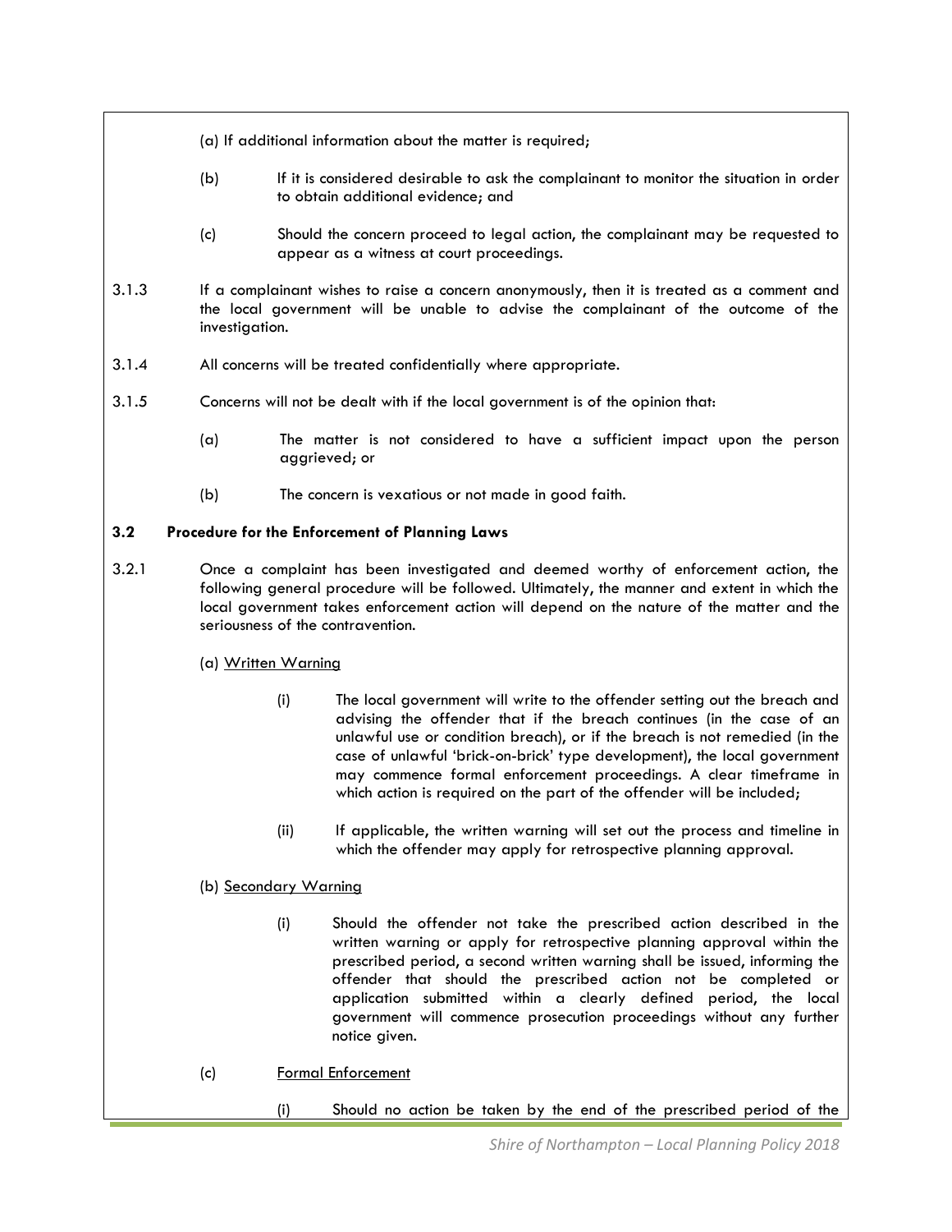(a) If additional information about the matter is required;

(b) If it is considered desirable to ask the complainant to monitor the situation in order to obtain additional evidence; and

(c) Should the concern proceed to legal action, the complainant may be requested to appear as a witness at court proceedings.

3.1.3 If a complainant wishes to raise a concern anonymously, then it is treated as a comment and the local government will be unable to advise the complainant of the outcome of the investigation.

3.1.4 All concerns will be treated confidentially where appropriate.

3.1.5 Concerns will not be dealt with if the local government is of the opinion that:

(a) The matter is not considered to have a sufficient impact upon the person aggrieved; or

(b) The concern is vexatious or not made in good faith.

**3.2 Procedure for the Enforcement of Planning Laws**

3.2.1 Once a complaint has been investigated and deemed worthy of enforcement action, the following general procedure will be followed. Ultimately, the manner and extent in which the local government takes enforcement action will depend on the nature of the matter and the seriousness of the contravention.

(a) Written Warning

(i) The local government will write to the offender setting out the breach and advising the offender that if the breach continues (in the case of an unlawful use or condition breach), or if the breach is not remedied (in the case of unlawful 'brick-on-brick' type development), the local government may commence formal enforcement proceedings. A clear timeframe in which action is required on the part of the offender will be included;

(ii) If applicable, the written warning will set out the process and timeline in which the offender may apply for retrospective planning approval.

(b) Secondary Warning

(i) Should the offender not take the prescribed action described in the written warning or apply for retrospective planning approval within the prescribed period, a second written warning shall be issued, informing the offender that should the prescribed action not be completed or application submitted within a clearly defined period, the local government will commence prosecution proceedings without any further notice given.

(c) Formal Enforcement

(i) Should no action be taken by the end of the prescribed period of the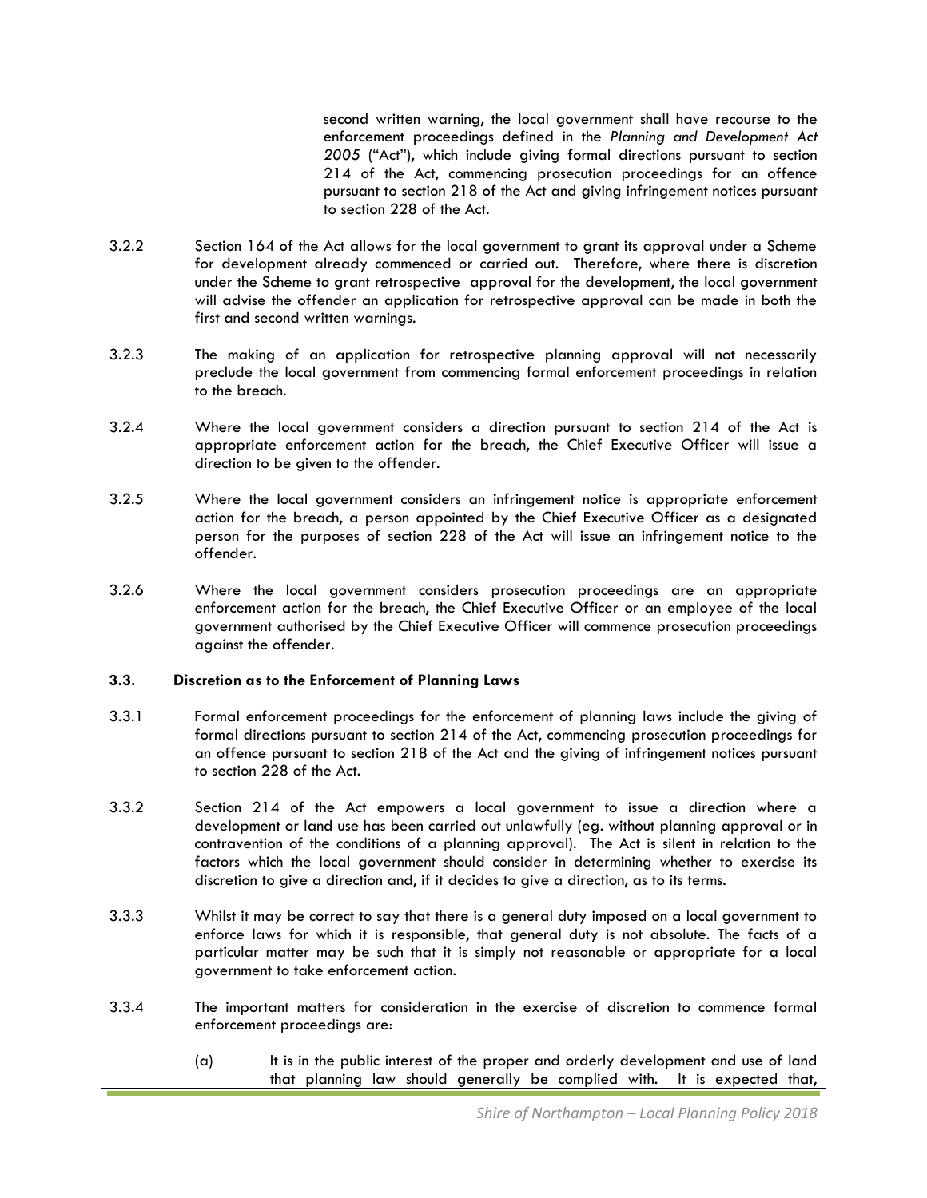second written warning, the local government shall have recourse to the enforcement proceedings defined in the *Planning and Development Act 2005* ("Act"), which include giving formal directions pursuant to section 214 of the Act, commencing prosecution proceedings for an offence pursuant to section 218 of the Act and giving infringement notices pursuant to section 228 of the Act.

3.2.2 Section 164 of the Act allows for the local government to grant its approval under a Scheme for development already commenced or carried out. Therefore, where there is discretion under the Scheme to grant retrospective approval for the development, the local government will advise the offender an application for retrospective approval can be made in both the first and second written warnings.

3.2.3 The making of an application for retrospective planning approval will not necessarily preclude the local government from commencing formal enforcement proceedings in relation to the breach.

3.2.4 Where the local government considers a direction pursuant to section 214 of the Act is appropriate enforcement action for the breach, the Chief Executive Officer will issue a direction to be given to the offender.

3.2.5 Where the local government considers an infringement notice is appropriate enforcement action for the breach, a person appointed by the Chief Executive Officer as a designated person for the purposes of section 228 of the Act will issue an infringement notice to the offender.

3.2.6 Where the local government considers prosecution proceedings are an appropriate enforcement action for the breach, the Chief Executive Officer or an employee of the local government authorised by the Chief Executive Officer will commence prosecution proceedings against the offender.

**3.3. Discretion as to the Enforcement of Planning Laws**

3.3.1 Formal enforcement proceedings for the enforcement of planning laws include the giving of formal directions pursuant to section 214 of the Act, commencing prosecution proceedings for an offence pursuant to section 218 of the Act and the giving of infringement notices pursuant to section 228 of the Act.

3.3.2 Section 214 of the Act empowers a local government to issue a direction where a development or land use has been carried out unlawfully (eg. without planning approval or in contravention of the conditions of a planning approval). The Act is silent in relation to the factors which the local government should consider in determining whether to exercise its discretion to give a direction and, if it decides to give a direction, as to its terms.

3.3.3 Whilst it may be correct to say that there is a general duty imposed on a local government to enforce laws for which it is responsible, that general duty is not absolute. The facts of a particular matter may be such that it is simply not reasonable or appropriate for a local government to take enforcement action.

3.3.4 The important matters for consideration in the exercise of discretion to commence formal enforcement proceedings are:

(a) It is in the public interest of the proper and orderly development and use of land that planning law should generally be complied with. It is expected that,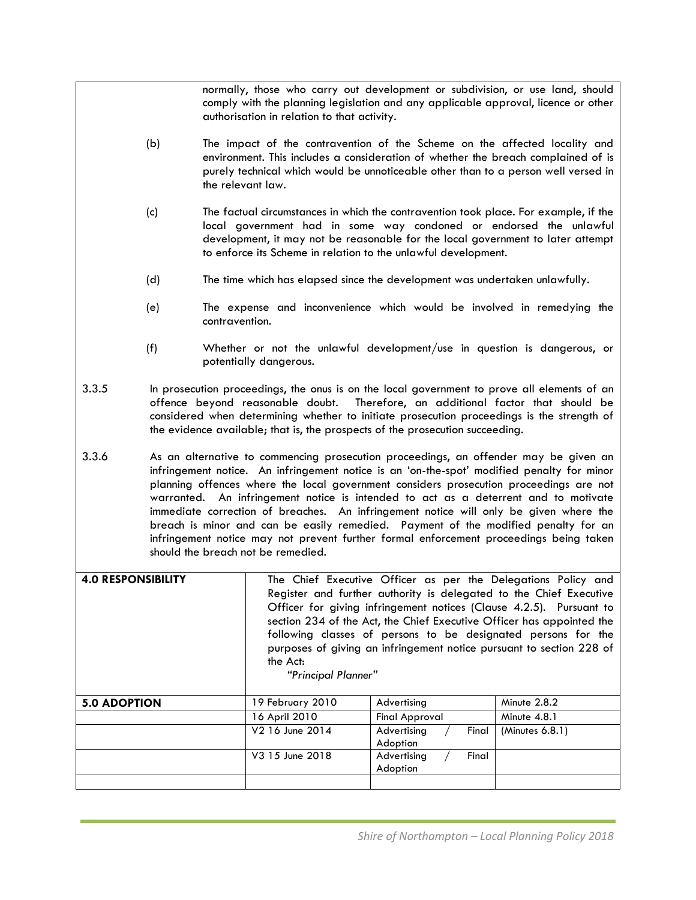normally, those who carry out development or subdivision, or use land, should comply with the planning legislation and any applicable approval, licence or other authorisation in relation to that activity.

(b) The impact of the contravention of the Scheme on the affected locality and environment. This includes a consideration of whether the breach complained of is purely technical which would be unnoticeable other than to a person well versed in the relevant law.

(c) The factual circumstances in which the contravention took place. For example, if the local government had in some way condoned or endorsed the unlawful development, it may not be reasonable for the local government to later attempt to enforce its Scheme in relation to the unlawful development.

(d) The time which has elapsed since the development was undertaken unlawfully.

(e) The expense and inconvenience which would be involved in remedying the contravention.

(f) Whether or not the unlawful development/use in question is dangerous, or potentially dangerous.

3.3.5 In prosecution proceedings, the onus is on the local government to prove all elements of an offence beyond reasonable doubt. Therefore, an additional factor that should be considered when determining whether to initiate prosecution proceedings is the strength of the evidence available; that is, the prospects of the prosecution succeeding.

3.3.6 As an alternative to commencing prosecution proceedings, an offender may be given an infringement notice. An infringement notice is an 'on-the-spot' modified penalty for minor planning offences where the local government considers prosecution proceedings are not warranted. An infringement notice is intended to act as a deterrent and to motivate immediate correction of breaches. An infringement notice will only be given where the breach is minor and can be easily remedied. Payment of the modified penalty for an infringement notice may not prevent further formal enforcement proceedings being taken should the breach not be remedied.

**4.0 RESPONSIBILITY**

The Chief Executive Officer as per the Delegations Policy and Register and further authority is delegated to the Chief Executive Officer for giving infringement notices (Clause 4.2.5). Pursuant to section 234 of the Act, the Chief Executive Officer has appointed the following classes of persons to be designated persons for the purposes of giving an infringement notice pursuant to section 228 of the Act:

*"Principal Planner"*

| **5.0 ADOPTION** | 19 February 2010 | Advertising | Minute 2.8.2 |
|---|---|---|---|
| | 16 April 2010 | Final Approval | Minute 4.8.1 |
| | V2 16 June 2014 | Advertising / Final Adoption | (Minutes 6.8.1) |
| | V3 15 June 2018 | Advertising / Final Adoption | |
| | | | |